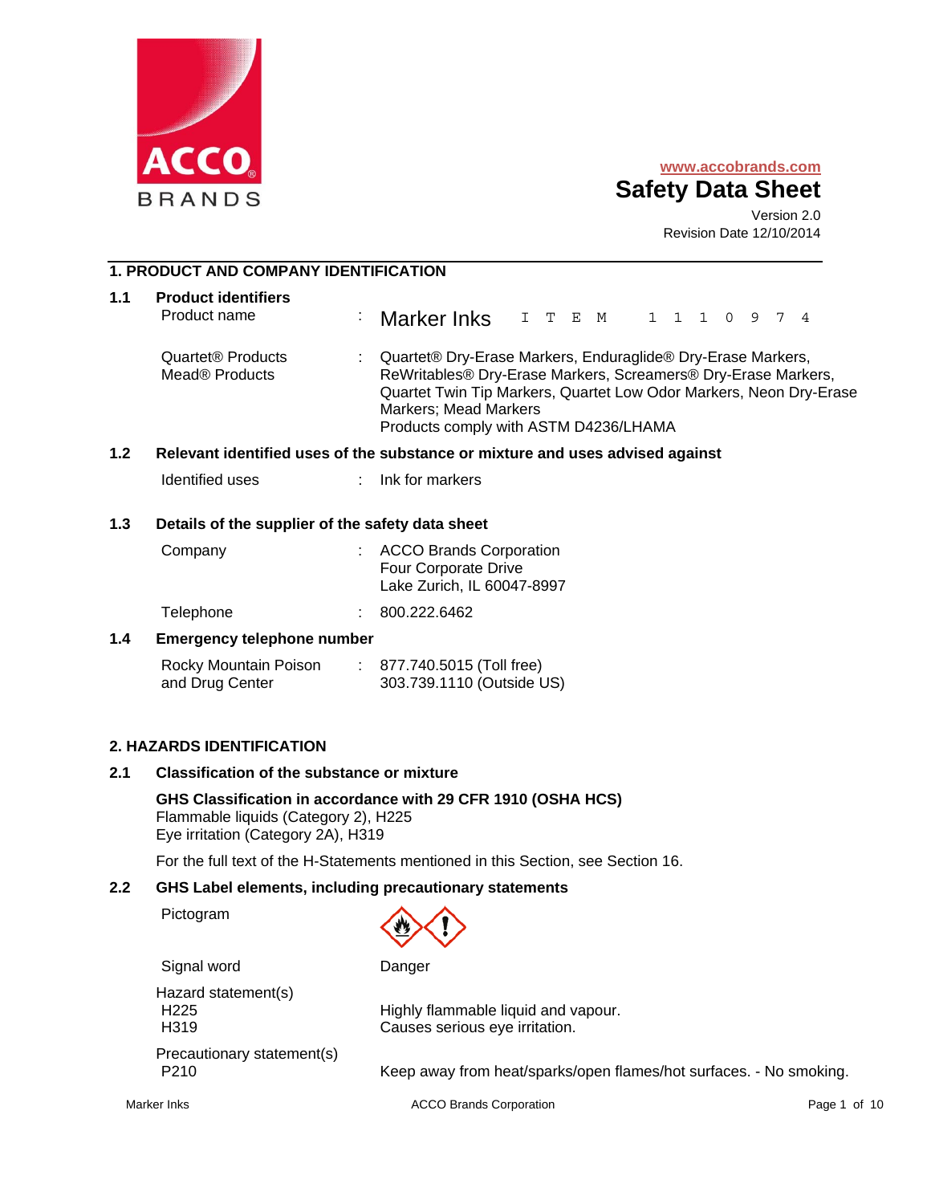www.accobrands.com

# Safety Data Sheet

Version 2.0
Revision Date 12/10/2014

## 1. PRODUCT AND COMPANY IDENTIFICATION

### 1.1 Product identifiers

Product name : Marker Inks ITEM 1110974

Quartet® Products
Mead® Products : Quartet® Dry-Erase Markers, Enduraglide® Dry-Erase Markers, ReWritables® Dry-Erase Markers, Screamers® Dry-Erase Markers, Quartet Twin Tip Markers, Quartet Low Odor Markers, Neon Dry-Erase Markers; Mead Markers
Products comply with ASTM D4236/LHAMA

### 1.2 Relevant identified uses of the substance or mixture and uses advised against

Identified uses : Ink for markers

### 1.3 Details of the supplier of the safety data sheet

Company : ACCO Brands Corporation
Four Corporate Drive
Lake Zurich, IL 60047-8997

Telephone : 800.222.6462

### 1.4 Emergency telephone number

Rocky Mountain Poison and Drug Center : 877.740.5015 (Toll free)
303.739.1110 (Outside US)

## 2. HAZARDS IDENTIFICATION

### 2.1 Classification of the substance or mixture

**GHS Classification in accordance with 29 CFR 1910 (OSHA HCS)**
Flammable liquids (Category 2), H225
Eye irritation (Category 2A), H319

For the full text of the H-Statements mentioned in this Section, see Section 16.

### 2.2 GHS Label elements, including precautionary statements

Pictogram

Signal word: Danger

Hazard statement(s)

H225 Highly flammable liquid and vapour.
H319 Causes serious eye irritation.

Precautionary statement(s)

P210 Keep away from heat/sparks/open flames/hot surfaces. - No smoking.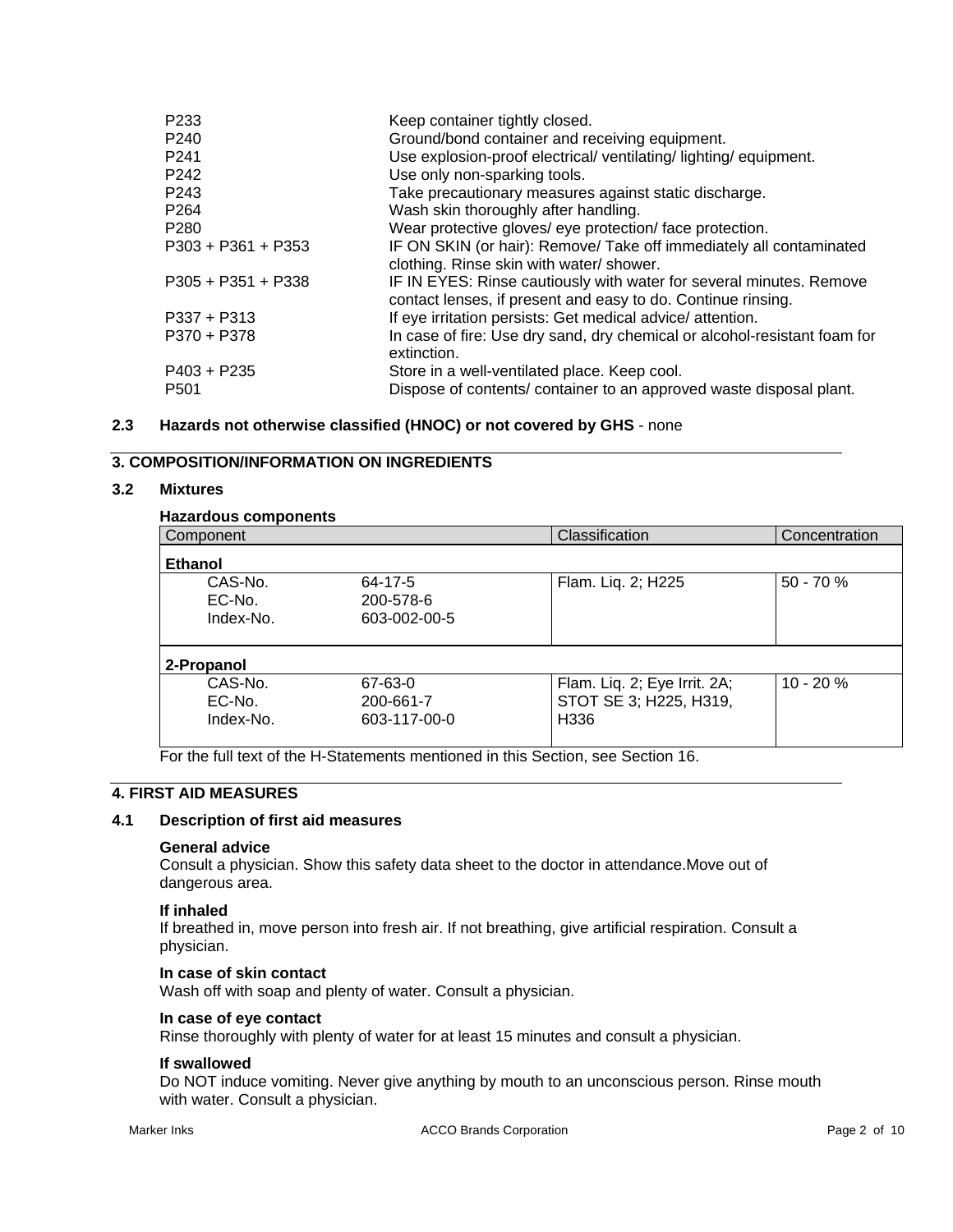| | |
|---|---|
| P233 | Keep container tightly closed. |
| P240 | Ground/bond container and receiving equipment. |
| P241 | Use explosion-proof electrical/ ventilating/ lighting/ equipment. |
| P242 | Use only non-sparking tools. |
| P243 | Take precautionary measures against static discharge. |
| P264 | Wash skin thoroughly after handling. |
| P280 | Wear protective gloves/ eye protection/ face protection. |
| P303 + P361 + P353 | IF ON SKIN (or hair): Remove/ Take off immediately all contaminated clothing. Rinse skin with water/ shower. |
| P305 + P351 + P338 | IF IN EYES: Rinse cautiously with water for several minutes. Remove contact lenses, if present and easy to do. Continue rinsing. |
| P337 + P313 | If eye irritation persists: Get medical advice/ attention. |
| P370 + P378 | In case of fire: Use dry sand, dry chemical or alcohol-resistant foam for extinction. |
| P403 + P235 | Store in a well-ventilated place. Keep cool. |
| P501 | Dispose of contents/ container to an approved waste disposal plant. |

**2.3 Hazards not otherwise classified (HNOC) or not covered by GHS** - none

## 3. COMPOSITION/INFORMATION ON INGREDIENTS

### 3.2 Mixtures

**Hazardous components**

| Component | | Classification | Concentration |
|---|---|---|---|
| **Ethanol** | | | |
| CAS-No.<br>EC-No.<br>Index-No. | 64-17-5<br>200-578-6<br>603-002-00-5 | Flam. Liq. 2; H225 | 50 - 70 % |
| **2-Propanol** | | | |
| CAS-No.<br>EC-No.<br>Index-No. | 67-63-0<br>200-661-7<br>603-117-00-0 | Flam. Liq. 2; Eye Irrit. 2A; STOT SE 3; H225, H319, H336 | 10 - 20 % |

For the full text of the H-Statements mentioned in this Section, see Section 16.

## 4. FIRST AID MEASURES

### 4.1 Description of first aid measures

**General advice**
Consult a physician. Show this safety data sheet to the doctor in attendance.Move out of dangerous area.

**If inhaled**
If breathed in, move person into fresh air. If not breathing, give artificial respiration. Consult a physician.

**In case of skin contact**
Wash off with soap and plenty of water. Consult a physician.

**In case of eye contact**
Rinse thoroughly with plenty of water for at least 15 minutes and consult a physician.

**If swallowed**
Do NOT induce vomiting. Never give anything by mouth to an unconscious person. Rinse mouth with water. Consult a physician.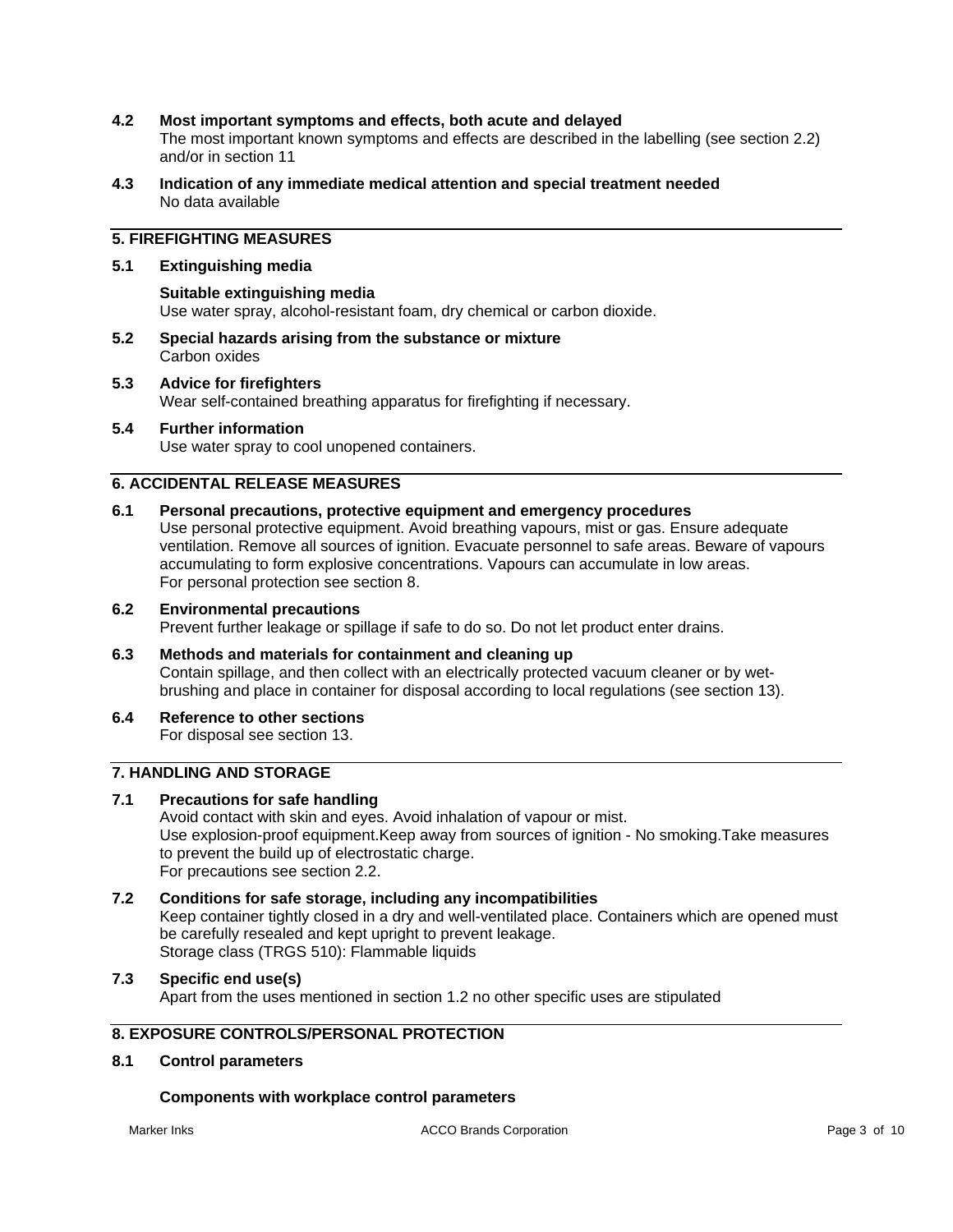### 4.2 Most important symptoms and effects, both acute and delayed

The most important known symptoms and effects are described in the labelling (see section 2.2) and/or in section 11

### 4.3 Indication of any immediate medical attention and special treatment needed

No data available

## 5. FIREFIGHTING MEASURES

### 5.1 Extinguishing media

**Suitable extinguishing media**

Use water spray, alcohol-resistant foam, dry chemical or carbon dioxide.

### 5.2 Special hazards arising from the substance or mixture

Carbon oxides

### 5.3 Advice for firefighters

Wear self-contained breathing apparatus for firefighting if necessary.

### 5.4 Further information

Use water spray to cool unopened containers.

## 6. ACCIDENTAL RELEASE MEASURES

### 6.1 Personal precautions, protective equipment and emergency procedures

Use personal protective equipment. Avoid breathing vapours, mist or gas. Ensure adequate ventilation. Remove all sources of ignition. Evacuate personnel to safe areas. Beware of vapours accumulating to form explosive concentrations. Vapours can accumulate in low areas.
For personal protection see section 8.

### 6.2 Environmental precautions

Prevent further leakage or spillage if safe to do so. Do not let product enter drains.

### 6.3 Methods and materials for containment and cleaning up

Contain spillage, and then collect with an electrically protected vacuum cleaner or by wet-brushing and place in container for disposal according to local regulations (see section 13).

### 6.4 Reference to other sections

For disposal see section 13.

## 7. HANDLING AND STORAGE

### 7.1 Precautions for safe handling

Avoid contact with skin and eyes. Avoid inhalation of vapour or mist.
Use explosion-proof equipment.Keep away from sources of ignition - No smoking.Take measures to prevent the build up of electrostatic charge.
For precautions see section 2.2.

### 7.2 Conditions for safe storage, including any incompatibilities

Keep container tightly closed in a dry and well-ventilated place. Containers which are opened must be carefully resealed and kept upright to prevent leakage.
Storage class (TRGS 510): Flammable liquids

### 7.3 Specific end use(s)

Apart from the uses mentioned in section 1.2 no other specific uses are stipulated

## 8. EXPOSURE CONTROLS/PERSONAL PROTECTION

### 8.1 Control parameters

**Components with workplace control parameters**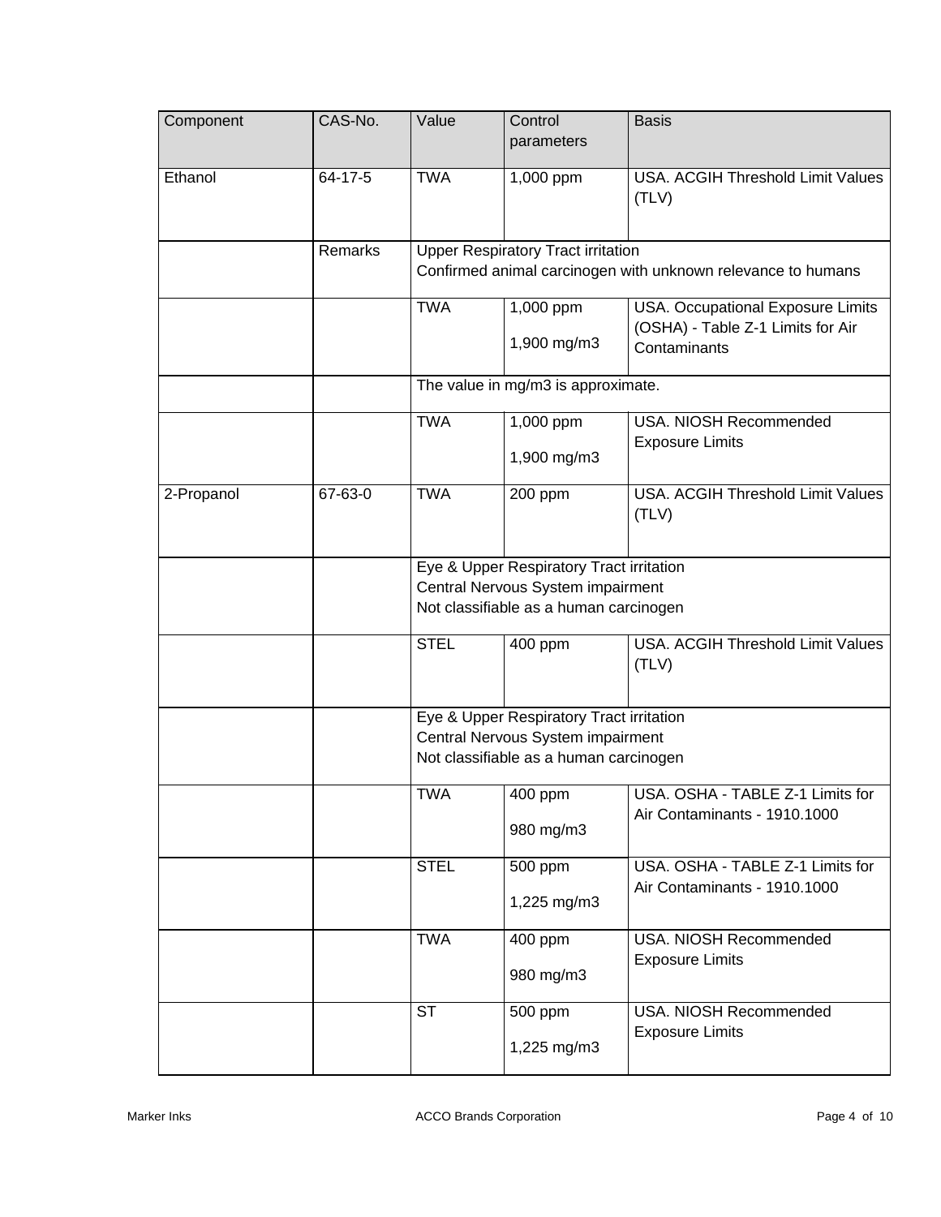| Component | CAS-No. | Value | Control parameters | Basis |
| --- | --- | --- | --- | --- |
| Ethanol | 64-17-5 | TWA | 1,000 ppm | USA. ACGIH Threshold Limit Values (TLV) |
| | Remarks | Upper Respiratory Tract irritation<br>Confirmed animal carcinogen with unknown relevance to humans | | |
| | | TWA | 1,000 ppm<br>1,900 mg/m3 | USA. Occupational Exposure Limits (OSHA) - Table Z-1 Limits for Air Contaminants |
| | | The value in mg/m3 is approximate. | | |
| | | TWA | 1,000 ppm<br>1,900 mg/m3 | USA. NIOSH Recommended Exposure Limits |
| 2-Propanol | 67-63-0 | TWA | 200 ppm | USA. ACGIH Threshold Limit Values (TLV) |
| | | Eye & Upper Respiratory Tract irritation<br>Central Nervous System impairment<br>Not classifiable as a human carcinogen | | |
| | | STEL | 400 ppm | USA. ACGIH Threshold Limit Values (TLV) |
| | | Eye & Upper Respiratory Tract irritation<br>Central Nervous System impairment<br>Not classifiable as a human carcinogen | | |
| | | TWA | 400 ppm<br>980 mg/m3 | USA. OSHA - TABLE Z-1 Limits for Air Contaminants - 1910.1000 |
| | | STEL | 500 ppm<br>1,225 mg/m3 | USA. OSHA - TABLE Z-1 Limits for Air Contaminants - 1910.1000 |
| | | TWA | 400 ppm<br>980 mg/m3 | USA. NIOSH Recommended Exposure Limits |
| | | ST | 500 ppm<br>1,225 mg/m3 | USA. NIOSH Recommended Exposure Limits |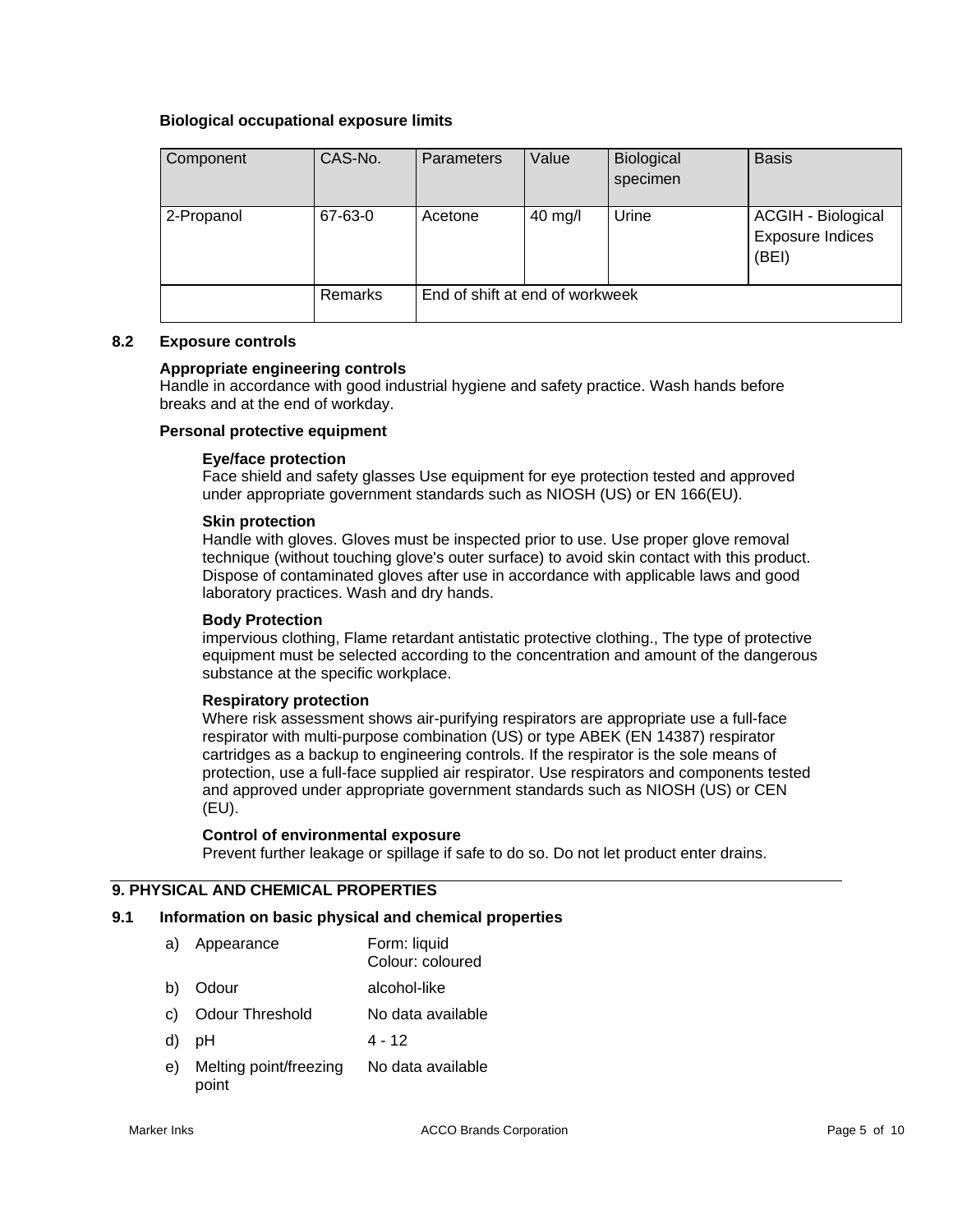**Biological occupational exposure limits**

| Component | CAS-No. | Parameters | Value | Biological specimen | Basis |
|---|---|---|---|---|---|
| 2-Propanol | 67-63-0 | Acetone | 40 mg/l | Urine | ACGIH - Biological Exposure Indices (BEI) |
| | Remarks | End of shift at end of workweek | | | |

## 8.2 Exposure controls

**Appropriate engineering controls**

Handle in accordance with good industrial hygiene and safety practice. Wash hands before breaks and at the end of workday.

**Personal protective equipment**

**Eye/face protection**

Face shield and safety glasses Use equipment for eye protection tested and approved under appropriate government standards such as NIOSH (US) or EN 166(EU).

**Skin protection**

Handle with gloves. Gloves must be inspected prior to use. Use proper glove removal technique (without touching glove's outer surface) to avoid skin contact with this product. Dispose of contaminated gloves after use in accordance with applicable laws and good laboratory practices. Wash and dry hands.

**Body Protection**

impervious clothing, Flame retardant antistatic protective clothing., The type of protective equipment must be selected according to the concentration and amount of the dangerous substance at the specific workplace.

**Respiratory protection**

Where risk assessment shows air-purifying respirators are appropriate use a full-face respirator with multi-purpose combination (US) or type ABEK (EN 14387) respirator cartridges as a backup to engineering controls. If the respirator is the sole means of protection, use a full-face supplied air respirator. Use respirators and components tested and approved under appropriate government standards such as NIOSH (US) or CEN (EU).

**Control of environmental exposure**

Prevent further leakage or spillage if safe to do so. Do not let product enter drains.

# 9. PHYSICAL AND CHEMICAL PROPERTIES

## 9.1 Information on basic physical and chemical properties

a) Appearance — Form: liquid; Colour: coloured

b) Odour — alcohol-like

c) Odour Threshold — No data available

d) pH — 4 - 12

e) Melting point/freezing point — No data available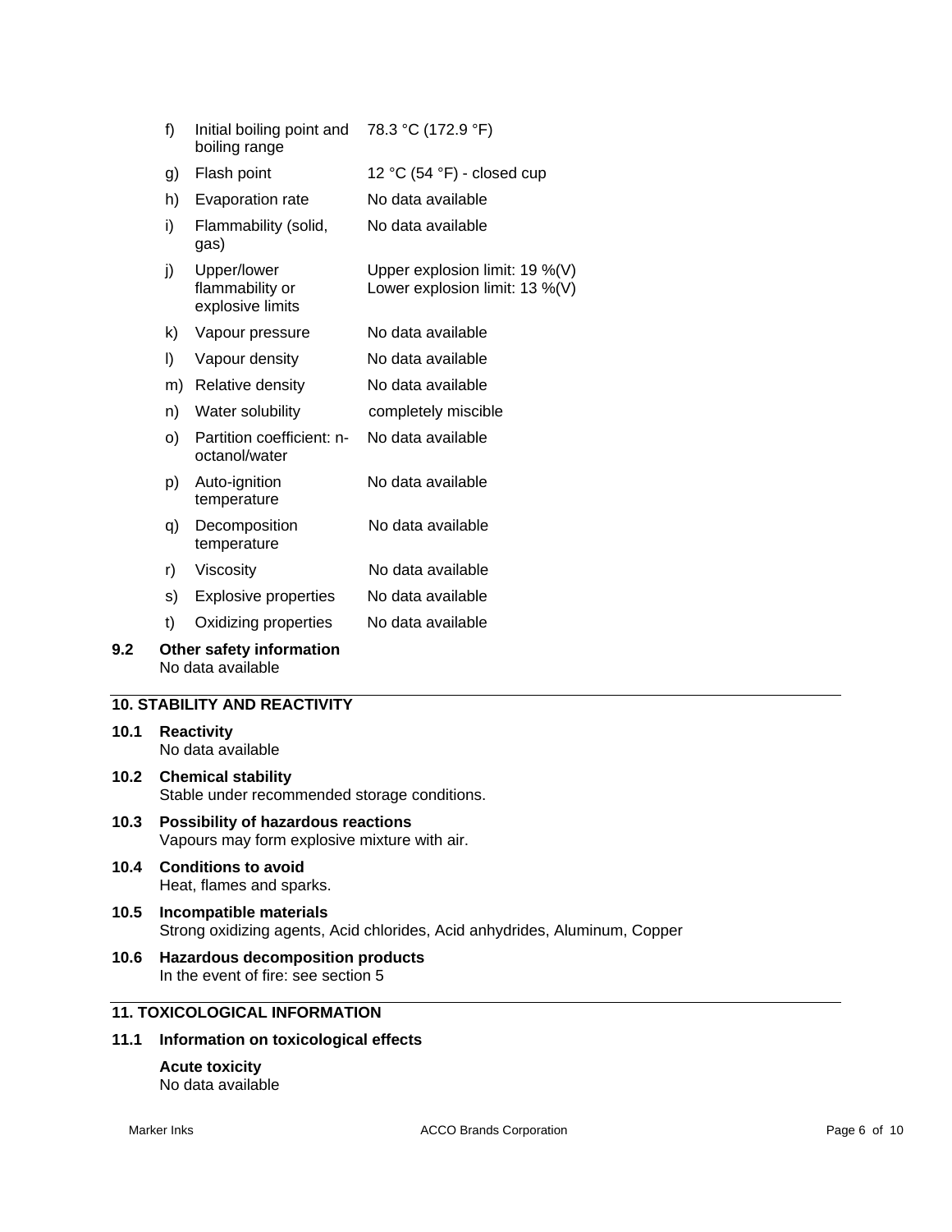| | | |
|---|---|---|
| f) | Initial boiling point and boiling range | 78.3 °C (172.9 °F) |
| g) | Flash point | 12 °C (54 °F) - closed cup |
| h) | Evaporation rate | No data available |
| i) | Flammability (solid, gas) | No data available |
| j) | Upper/lower flammability or explosive limits | Upper explosion limit: 19 %(V)<br>Lower explosion limit: 13 %(V) |
| k) | Vapour pressure | No data available |
| l) | Vapour density | No data available |
| m) | Relative density | No data available |
| n) | Water solubility | completely miscible |
| o) | Partition coefficient: n-octanol/water | No data available |
| p) | Auto-ignition temperature | No data available |
| q) | Decomposition temperature | No data available |
| r) | Viscosity | No data available |
| s) | Explosive properties | No data available |
| t) | Oxidizing properties | No data available |

**9.2 Other safety information**
No data available

## 10. STABILITY AND REACTIVITY

**10.1 Reactivity**
No data available

**10.2 Chemical stability**
Stable under recommended storage conditions.

**10.3 Possibility of hazardous reactions**
Vapours may form explosive mixture with air.

**10.4 Conditions to avoid**
Heat, flames and sparks.

**10.5 Incompatible materials**
Strong oxidizing agents, Acid chlorides, Acid anhydrides, Aluminum, Copper

**10.6 Hazardous decomposition products**
In the event of fire: see section 5

## 11. TOXICOLOGICAL INFORMATION

**11.1 Information on toxicological effects**

**Acute toxicity**
No data available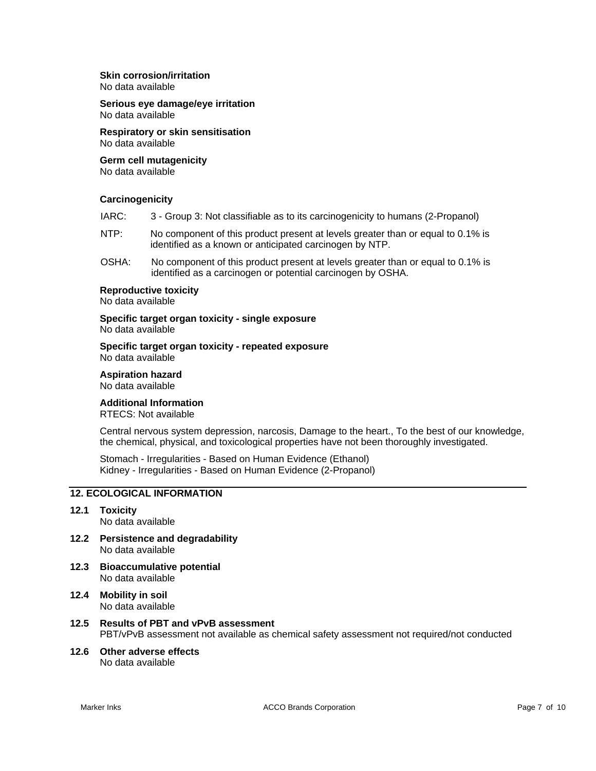**Skin corrosion/irritation**
No data available

**Serious eye damage/eye irritation**
No data available

**Respiratory or skin sensitisation**
No data available

**Germ cell mutagenicity**
No data available

**Carcinogenicity**

IARC: 3 - Group 3: Not classifiable as to its carcinogenicity to humans (2-Propanol)

NTP: No component of this product present at levels greater than or equal to 0.1% is identified as a known or anticipated carcinogen by NTP.

OSHA: No component of this product present at levels greater than or equal to 0.1% is identified as a carcinogen or potential carcinogen by OSHA.

**Reproductive toxicity**
No data available

**Specific target organ toxicity - single exposure**
No data available

**Specific target organ toxicity - repeated exposure**
No data available

**Aspiration hazard**
No data available

**Additional Information**
RTECS: Not available

Central nervous system depression, narcosis, Damage to the heart., To the best of our knowledge, the chemical, physical, and toxicological properties have not been thoroughly investigated.

Stomach - Irregularities - Based on Human Evidence (Ethanol)
Kidney - Irregularities - Based on Human Evidence (2-Propanol)

## 12. ECOLOGICAL INFORMATION

**12.1 Toxicity**
No data available

**12.2 Persistence and degradability**
No data available

**12.3 Bioaccumulative potential**
No data available

**12.4 Mobility in soil**
No data available

**12.5 Results of PBT and vPvB assessment**
PBT/vPvB assessment not available as chemical safety assessment not required/not conducted

**12.6 Other adverse effects**
No data available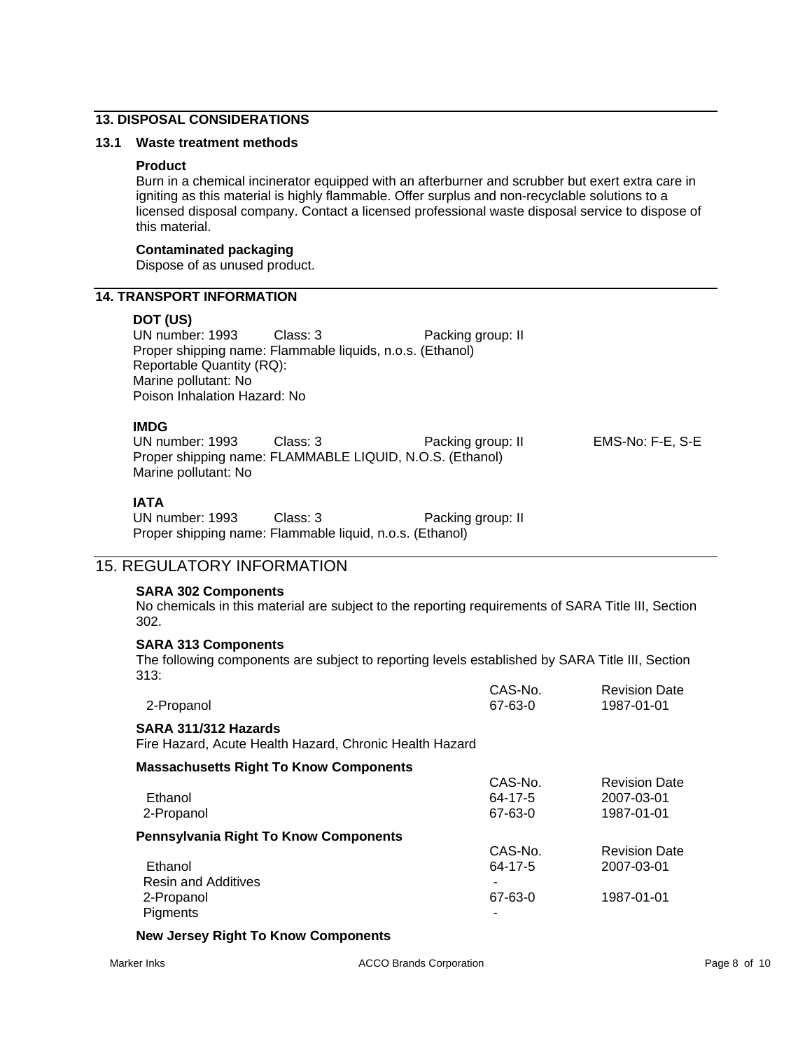## 13. DISPOSAL CONSIDERATIONS

### 13.1 Waste treatment methods

**Product**

Burn in a chemical incinerator equipped with an afterburner and scrubber but exert extra care in igniting as this material is highly flammable. Offer surplus and non-recyclable solutions to a licensed disposal company. Contact a licensed professional waste disposal service to dispose of this material.

**Contaminated packaging**

Dispose of as unused product.

## 14. TRANSPORT INFORMATION

**DOT (US)**

UN number: 1993 Class: 3 Packing group: II
Proper shipping name: Flammable liquids, n.o.s. (Ethanol)
Reportable Quantity (RQ):
Marine pollutant: No
Poison Inhalation Hazard: No

**IMDG**

UN number: 1993 Class: 3 Packing group: II EMS-No: F-E, S-E
Proper shipping name: FLAMMABLE LIQUID, N.O.S. (Ethanol)
Marine pollutant: No

**IATA**

UN number: 1993 Class: 3 Packing group: II
Proper shipping name: Flammable liquid, n.o.s. (Ethanol)

## 15. REGULATORY INFORMATION

**SARA 302 Components**

No chemicals in this material are subject to the reporting requirements of SARA Title III, Section 302.

**SARA 313 Components**

The following components are subject to reporting levels established by SARA Title III, Section 313:

| | CAS-No. | Revision Date |
|---|---|---|
| 2-Propanol | 67-63-0 | 1987-01-01 |

**SARA 311/312 Hazards**

Fire Hazard, Acute Health Hazard, Chronic Health Hazard

**Massachusetts Right To Know Components**

| | CAS-No. | Revision Date |
|---|---|---|
| Ethanol | 64-17-5 | 2007-03-01 |
| 2-Propanol | 67-63-0 | 1987-01-01 |

**Pennsylvania Right To Know Components**

| | CAS-No. | Revision Date |
|---|---|---|
| Ethanol | 64-17-5 | 2007-03-01 |
| Resin and Additives | - | |
| 2-Propanol | 67-63-0 | 1987-01-01 |
| Pigments | - | |

**New Jersey Right To Know Components**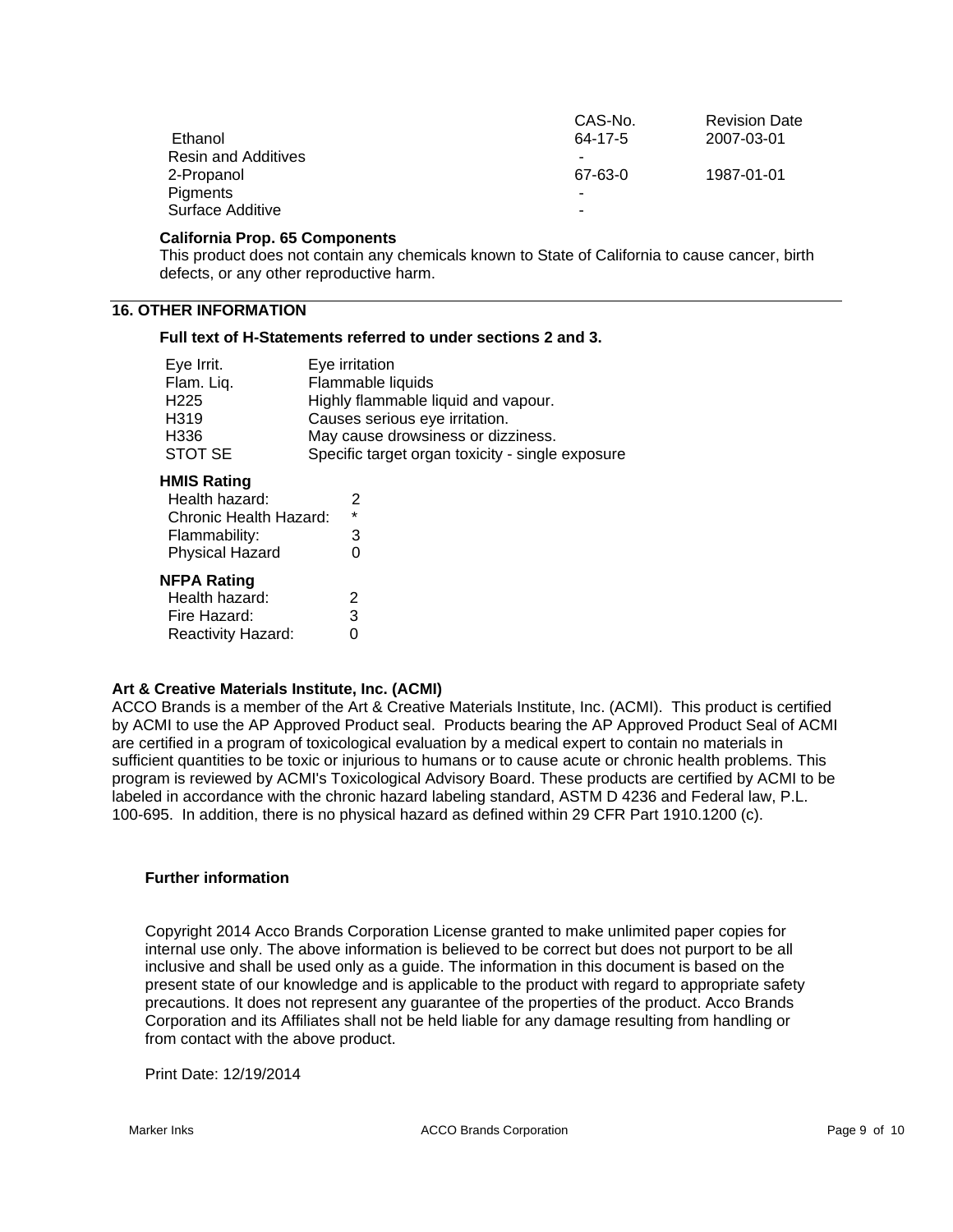| | CAS-No. | Revision Date |
|---|---|---|
| Ethanol | 64-17-5 | 2007-03-01 |
| Resin and Additives | - | |
| 2-Propanol | 67-63-0 | 1987-01-01 |
| Pigments | - | |
| Surface Additive | - | |

**California Prop. 65 Components**

This product does not contain any chemicals known to State of California to cause cancer, birth defects, or any other reproductive harm.

## 16. OTHER INFORMATION

**Full text of H-Statements referred to under sections 2 and 3.**

| | |
|---|---|
| Eye Irrit. | Eye irritation |
| Flam. Liq. | Flammable liquids |
| H225 | Highly flammable liquid and vapour. |
| H319 | Causes serious eye irritation. |
| H336 | May cause drowsiness or dizziness. |
| STOT SE | Specific target organ toxicity - single exposure |

**HMIS Rating**

| | |
|---|---|
| Health hazard: | 2 |
| Chronic Health Hazard: | * |
| Flammability: | 3 |
| Physical Hazard | 0 |

**NFPA Rating**

| | |
|---|---|
| Health hazard: | 2 |
| Fire Hazard: | 3 |
| Reactivity Hazard: | 0 |

**Art & Creative Materials Institute, Inc. (ACMI)**

ACCO Brands is a member of the Art & Creative Materials Institute, Inc. (ACMI). This product is certified by ACMI to use the AP Approved Product seal. Products bearing the AP Approved Product Seal of ACMI are certified in a program of toxicological evaluation by a medical expert to contain no materials in sufficient quantities to be toxic or injurious to humans or to cause acute or chronic health problems. This program is reviewed by ACMI's Toxicological Advisory Board. These products are certified by ACMI to be labeled in accordance with the chronic hazard labeling standard, ASTM D 4236 and Federal law, P.L. 100-695. In addition, there is no physical hazard as defined within 29 CFR Part 1910.1200 (c).

**Further information**

Copyright 2014 Acco Brands Corporation License granted to make unlimited paper copies for internal use only. The above information is believed to be correct but does not purport to be all inclusive and shall be used only as a guide. The information in this document is based on the present state of our knowledge and is applicable to the product with regard to appropriate safety precautions. It does not represent any guarantee of the properties of the product. Acco Brands Corporation and its Affiliates shall not be held liable for any damage resulting from handling or from contact with the above product.

Print Date: 12/19/2014